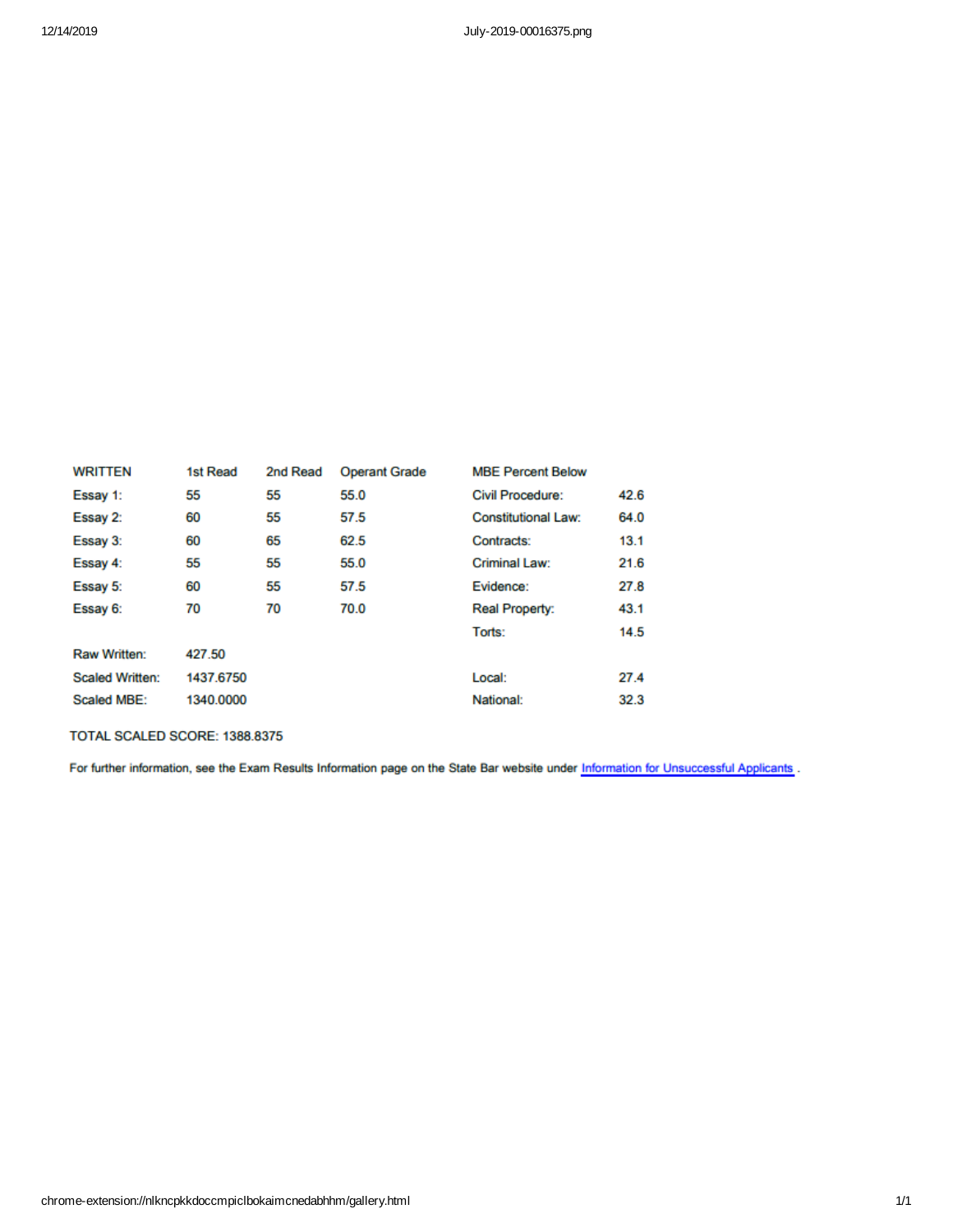| WRITTEN | 1st Read | 2nd Read | Operant Grade | MBE Percent Below | |
|---|---|---|---|---|---|
| Essay 1: | 55 | 55 | 55.0 | Civil Procedure: | 42.6 |
| Essay 2: | 60 | 55 | 57.5 | Constitutional Law: | 64.0 |
| Essay 3: | 60 | 65 | 62.5 | Contracts: | 13.1 |
| Essay 4: | 55 | 55 | 55.0 | Criminal Law: | 21.6 |
| Essay 5: | 60 | 55 | 57.5 | Evidence: | 27.8 |
| Essay 6: | 70 | 70 | 70.0 | Real Property: | 43.1 |
| | | | | Torts: | 14.5 |
| Raw Written: | 427.50 | | | | |
| Scaled Written: | 1437.6750 | | | Local: | 27.4 |
| Scaled MBE: | 1340.0000 | | | National: | 32.3 |

TOTAL SCALED SCORE: 1388.8375

For further information, see the Exam Results Information page on the State Bar website under Information for Unsuccessful Applicants .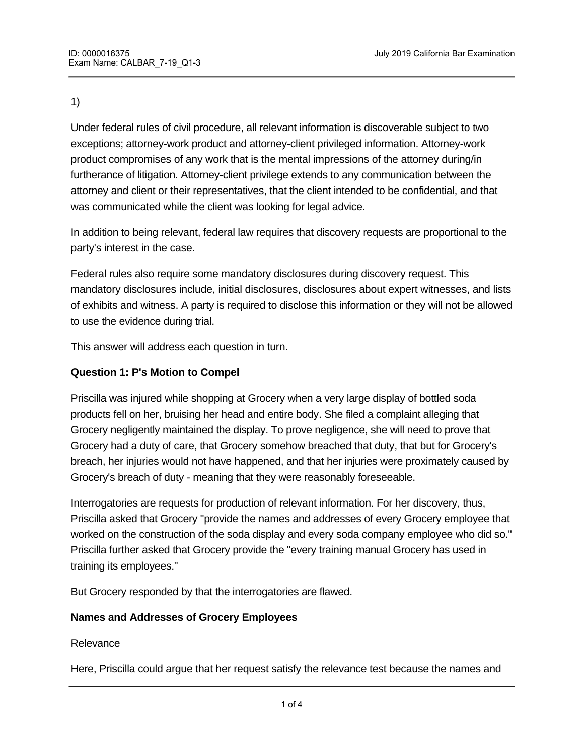1)

Under federal rules of civil procedure, all relevant information is discoverable subject to two exceptions; attorney-work product and attorney-client privileged information. Attorney-work product compromises of any work that is the mental impressions of the attorney during/in furtherance of litigation. Attorney-client privilege extends to any communication between the attorney and client or their representatives, that the client intended to be confidential, and that was communicated while the client was looking for legal advice.

In addition to being relevant, federal law requires that discovery requests are proportional to the party's interest in the case.

Federal rules also require some mandatory disclosures during discovery request. This mandatory disclosures include, initial disclosures, disclosures about expert witnesses, and lists of exhibits and witness. A party is required to disclose this information or they will not be allowed to use the evidence during trial.

This answer will address each question in turn.

**Question 1: P's Motion to Compel**

Priscilla was injured while shopping at Grocery when a very large display of bottled soda products fell on her, bruising her head and entire body. She filed a complaint alleging that Grocery negligently maintained the display. To prove negligence, she will need to prove that Grocery had a duty of care, that Grocery somehow breached that duty, that but for Grocery's breach, her injuries would not have happened, and that her injuries were proximately caused by Grocery's breach of duty - meaning that they were reasonably foreseeable.

Interrogatories are requests for production of relevant information. For her discovery, thus, Priscilla asked that Grocery "provide the names and addresses of every Grocery employee that worked on the construction of the soda display and every soda company employee who did so." Priscilla further asked that Grocery provide the "every training manual Grocery has used in training its employees."

But Grocery responded by that the interrogatories are flawed.

**Names and Addresses of Grocery Employees**

Relevance

Here, Priscilla could argue that her request satisfy the relevance test because the names and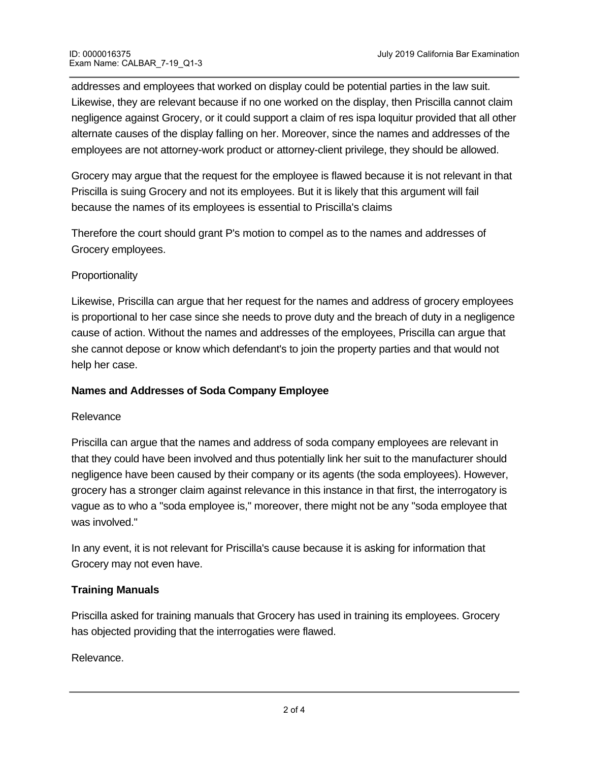addresses and employees that worked on display could be potential parties in the law suit. Likewise, they are relevant because if no one worked on the display, then Priscilla cannot claim negligence against Grocery, or it could support a claim of res ispa loquitur provided that all other alternate causes of the display falling on her. Moreover, since the names and addresses of the employees are not attorney-work product or attorney-client privilege, they should be allowed.

Grocery may argue that the request for the employee is flawed because it is not relevant in that Priscilla is suing Grocery and not its employees. But it is likely that this argument will fail because the names of its employees is essential to Priscilla's claims

Therefore the court should grant P's motion to compel as to the names and addresses of Grocery employees.

Proportionality

Likewise, Priscilla can argue that her request for the names and address of grocery employees is proportional to her case since she needs to prove duty and the breach of duty in a negligence cause of action. Without the names and addresses of the employees, Priscilla can argue that she cannot depose or know which defendant's to join the property parties and that would not help her case.

**Names and Addresses of Soda Company Employee**

Relevance

Priscilla can argue that the names and address of soda company employees are relevant in that they could have been involved and thus potentially link her suit to the manufacturer should negligence have been caused by their company or its agents (the soda employees). However, grocery has a stronger claim against relevance in this instance in that first, the interrogatory is vague as to who a "soda employee is," moreover, there might not be any "soda employee that was involved."

In any event, it is not relevant for Priscilla's cause because it is asking for information that Grocery may not even have.

**Training Manuals**

Priscilla asked for training manuals that Grocery has used in training its employees. Grocery has objected providing that the interrogaties were flawed.

Relevance.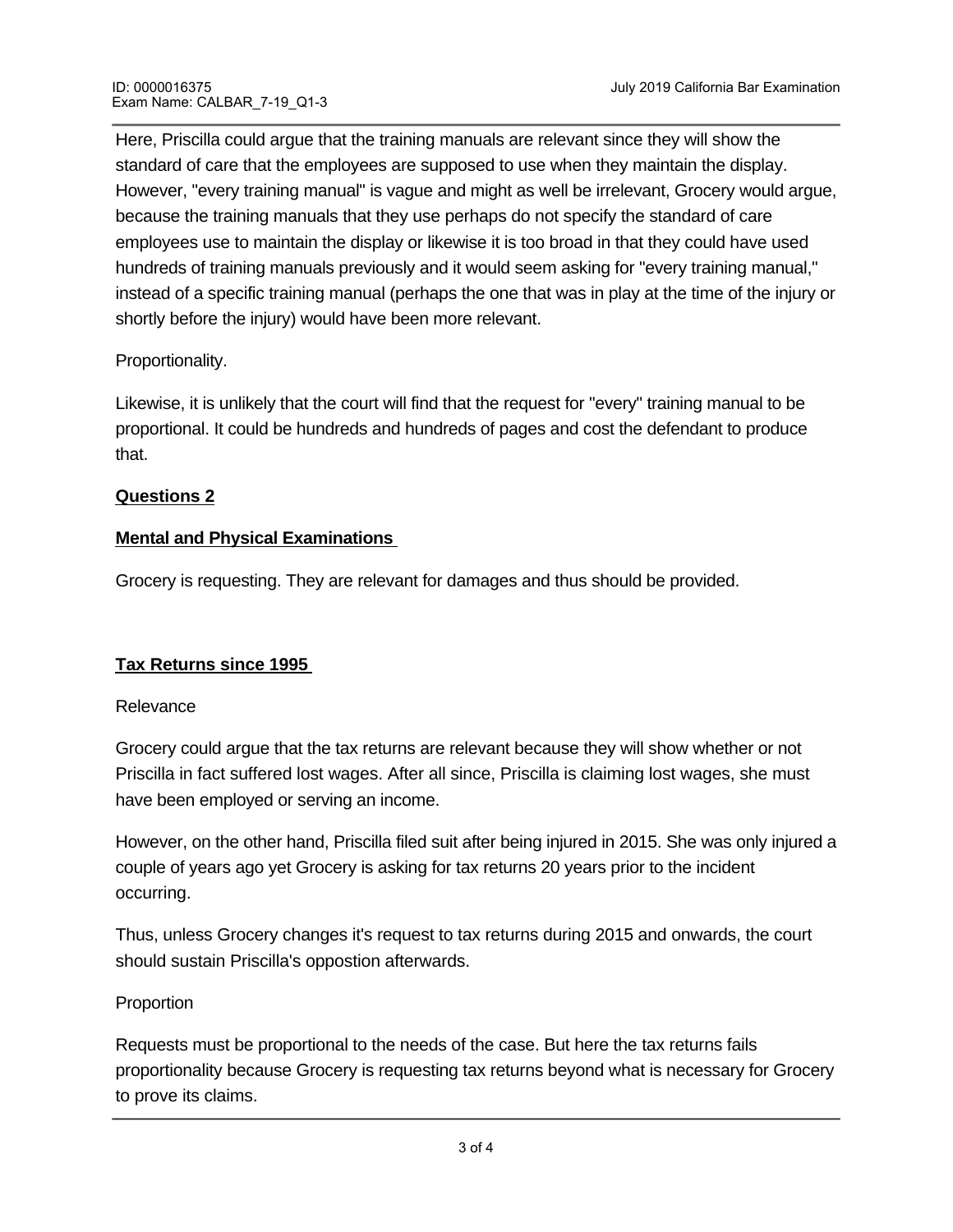Here, Priscilla could argue that the training manuals are relevant since they will show the standard of care that the employees are supposed to use when they maintain the display. However, "every training manual" is vague and might as well be irrelevant, Grocery would argue, because the training manuals that they use perhaps do not specify the standard of care employees use to maintain the display or likewise it is too broad in that they could have used hundreds of training manuals previously and it would seem asking for "every training manual," instead of a specific training manual (perhaps the one that was in play at the time of the injury or shortly before the injury) would have been more relevant.

Proportionality.

Likewise, it is unlikely that the court will find that the request for "every" training manual to be proportional. It could be hundreds and hundreds of pages and cost the defendant to produce that.

**Questions 2**

**Mental and Physical Examinations**

Grocery is requesting. They are relevant for damages and thus should be provided.

**Tax Returns since 1995**

Relevance

Grocery could argue that the tax returns are relevant because they will show whether or not Priscilla in fact suffered lost wages. After all since, Priscilla is claiming lost wages, she must have been employed or serving an income.

However, on the other hand, Priscilla filed suit after being injured in 2015. She was only injured a couple of years ago yet Grocery is asking for tax returns 20 years prior to the incident occurring.

Thus, unless Grocery changes it's request to tax returns during 2015 and onwards, the court should sustain Priscilla's oppostion afterwards.

Proportion

Requests must be proportional to the needs of the case. But here the tax returns fails proportionality because Grocery is requesting tax returns beyond what is necessary for Grocery to prove its claims.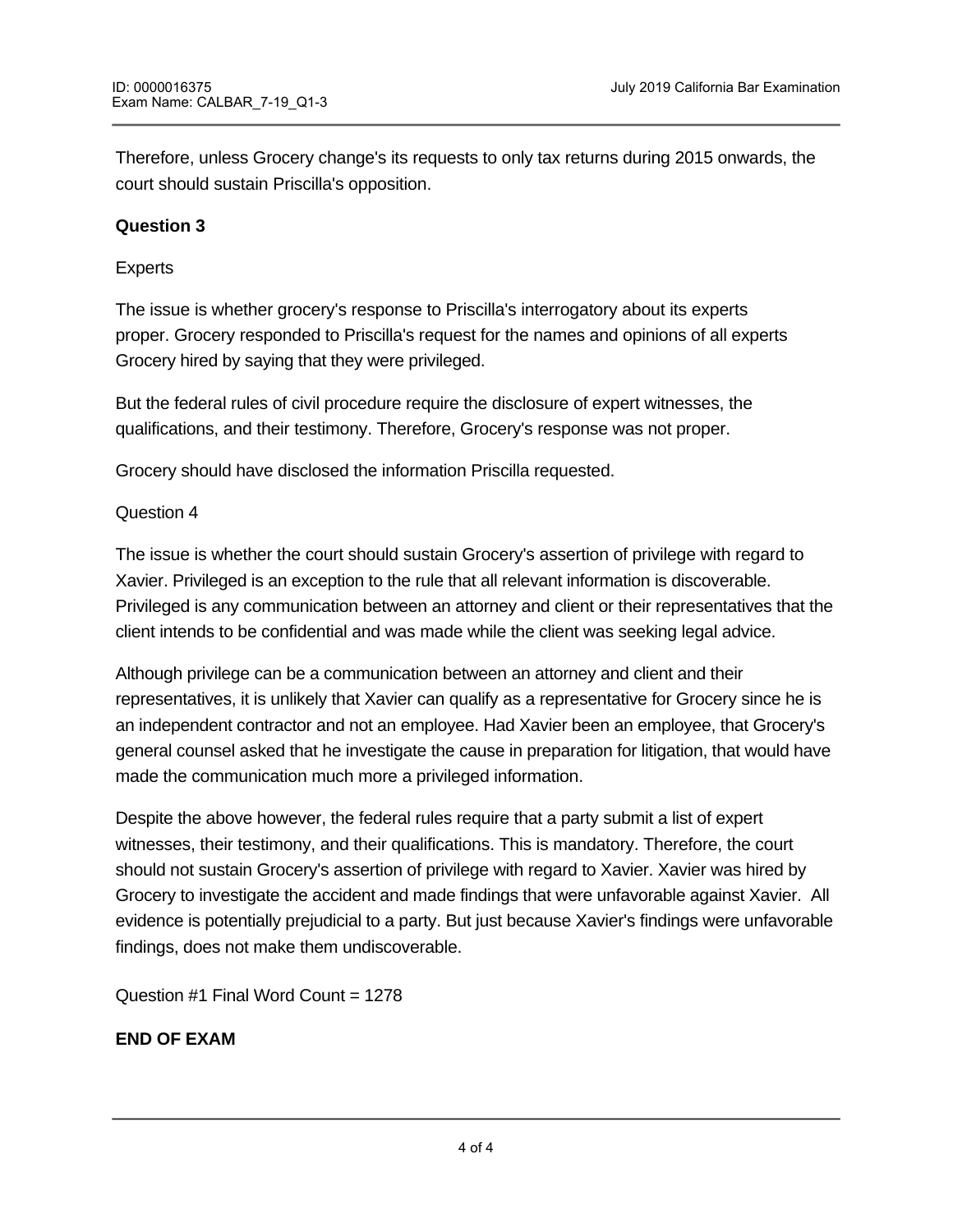Therefore, unless Grocery change's its requests to only tax returns during 2015 onwards, the court should sustain Priscilla's opposition.

**Question 3**

Experts

The issue is whether grocery's response to Priscilla's interrogatory about its experts proper. Grocery responded to Priscilla's request for the names and opinions of all experts Grocery hired by saying that they were privileged.

But the federal rules of civil procedure require the disclosure of expert witnesses, the qualifications, and their testimony. Therefore, Grocery's response was not proper.

Grocery should have disclosed the information Priscilla requested.

Question 4

The issue is whether the court should sustain Grocery's assertion of privilege with regard to Xavier. Privileged is an exception to the rule that all relevant information is discoverable. Privileged is any communication between an attorney and client or their representatives that the client intends to be confidential and was made while the client was seeking legal advice.

Although privilege can be a communication between an attorney and client and their representatives, it is unlikely that Xavier can qualify as a representative for Grocery since he is an independent contractor and not an employee. Had Xavier been an employee, that Grocery's general counsel asked that he investigate the cause in preparation for litigation, that would have made the communication much more a privileged information.

Despite the above however, the federal rules require that a party submit a list of expert witnesses, their testimony, and their qualifications. This is mandatory. Therefore, the court should not sustain Grocery's assertion of privilege with regard to Xavier. Xavier was hired by Grocery to investigate the accident and made findings that were unfavorable against Xavier. All evidence is potentially prejudicial to a party. But just because Xavier's findings were unfavorable findings, does not make them undiscoverable.

Question #1 Final Word Count = 1278

**END OF EXAM**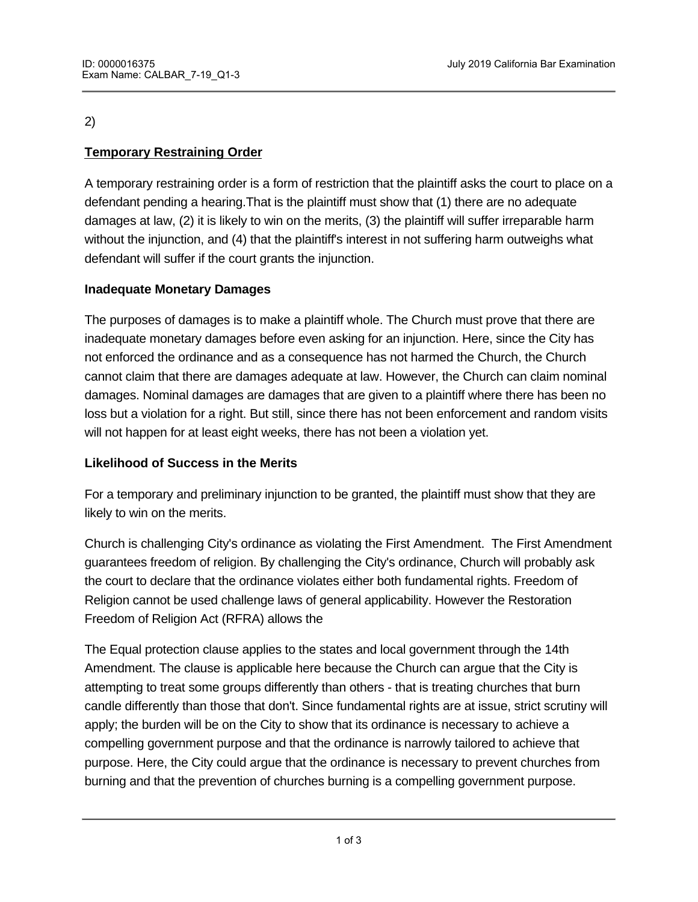2)

**<u>Temporary Restraining Order</u>**

A temporary restraining order is a form of restriction that the plaintiff asks the court to place on a defendant pending a hearing.That is the plaintiff must show that (1) there are no adequate damages at law, (2) it is likely to win on the merits, (3) the plaintiff will suffer irreparable harm without the injunction, and (4) that the plaintiff's interest in not suffering harm outweighs what defendant will suffer if the court grants the injunction.

**Inadequate Monetary Damages**

The purposes of damages is to make a plaintiff whole. The Church must prove that there are inadequate monetary damages before even asking for an injunction. Here, since the City has not enforced the ordinance and as a consequence has not harmed the Church, the Church cannot claim that there are damages adequate at law. However, the Church can claim nominal damages. Nominal damages are damages that are given to a plaintiff where there has been no loss but a violation for a right. But still, since there has not been enforcement and random visits will not happen for at least eight weeks, there has not been a violation yet.

**Likelihood of Success in the Merits**

For a temporary and preliminary injunction to be granted, the plaintiff must show that they are likely to win on the merits.

Church is challenging City's ordinance as violating the First Amendment. The First Amendment guarantees freedom of religion. By challenging the City's ordinance, Church will probably ask the court to declare that the ordinance violates either both fundamental rights. Freedom of Religion cannot be used challenge laws of general applicability. However the Restoration Freedom of Religion Act (RFRA) allows the

The Equal protection clause applies to the states and local government through the 14th Amendment. The clause is applicable here because the Church can argue that the City is attempting to treat some groups differently than others - that is treating churches that burn candle differently than those that don't. Since fundamental rights are at issue, strict scrutiny will apply; the burden will be on the City to show that its ordinance is necessary to achieve a compelling government purpose and that the ordinance is narrowly tailored to achieve that purpose. Here, the City could argue that the ordinance is necessary to prevent churches from burning and that the prevention of churches burning is a compelling government purpose.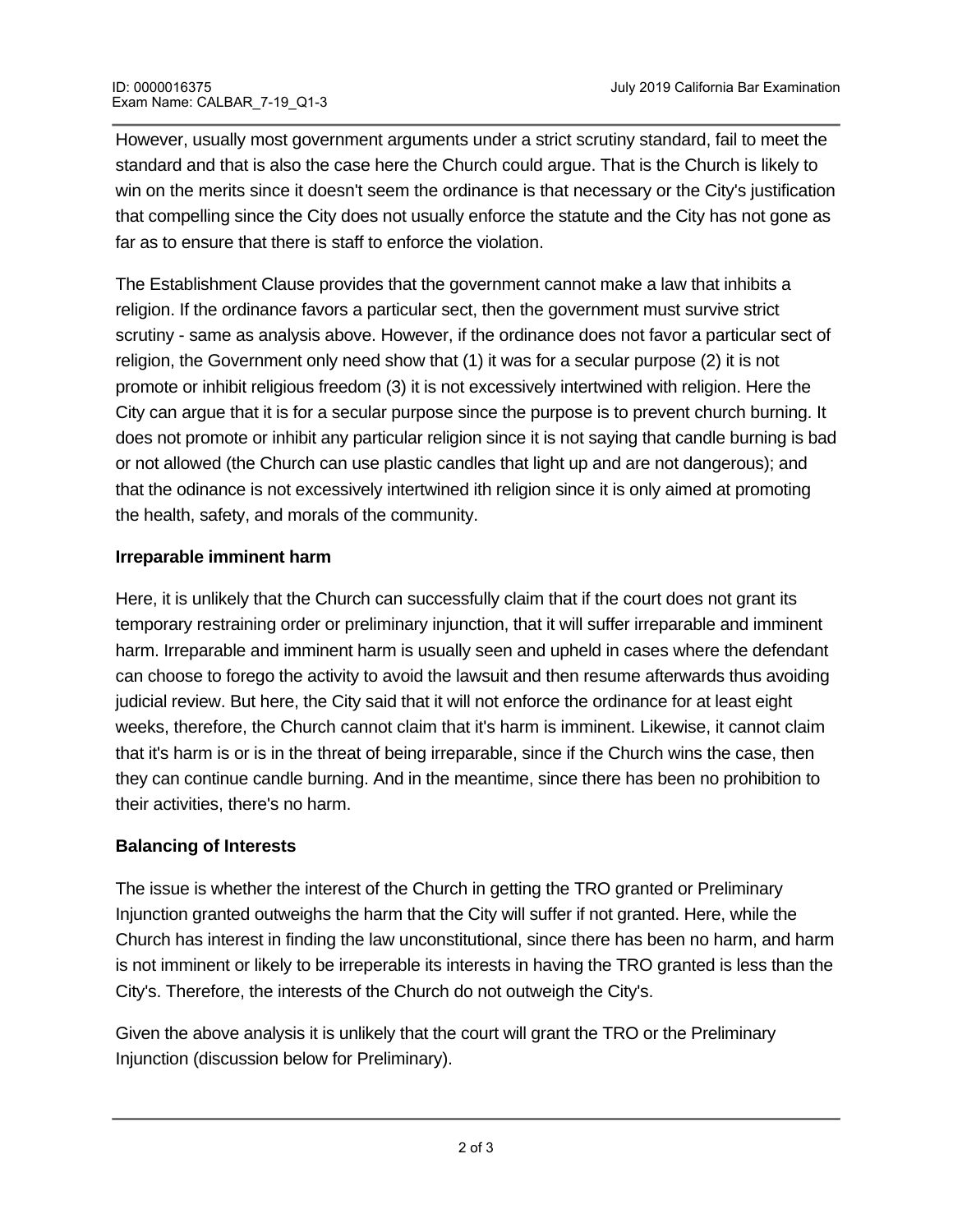However, usually most government arguments under a strict scrutiny standard, fail to meet the standard and that is also the case here the Church could argue. That is the Church is likely to win on the merits since it doesn't seem the ordinance is that necessary or the City's justification that compelling since the City does not usually enforce the statute and the City has not gone as far as to ensure that there is staff to enforce the violation.

The Establishment Clause provides that the government cannot make a law that inhibits a religion. If the ordinance favors a particular sect, then the government must survive strict scrutiny - same as analysis above. However, if the ordinance does not favor a particular sect of religion, the Government only need show that (1) it was for a secular purpose (2) it is not promote or inhibit religious freedom (3) it is not excessively intertwined with religion. Here the City can argue that it is for a secular purpose since the purpose is to prevent church burning. It does not promote or inhibit any particular religion since it is not saying that candle burning is bad or not allowed (the Church can use plastic candles that light up and are not dangerous); and that the odinance is not excessively intertwined ith religion since it is only aimed at promoting the health, safety, and morals of the community.

**Irreparable imminent harm**

Here, it is unlikely that the Church can successfully claim that if the court does not grant its temporary restraining order or preliminary injunction, that it will suffer irreparable and imminent harm. Irreparable and imminent harm is usually seen and upheld in cases where the defendant can choose to forego the activity to avoid the lawsuit and then resume afterwards thus avoiding judicial review. But here, the City said that it will not enforce the ordinance for at least eight weeks, therefore, the Church cannot claim that it's harm is imminent. Likewise, it cannot claim that it's harm is or is in the threat of being irreparable, since if the Church wins the case, then they can continue candle burning. And in the meantime, since there has been no prohibition to their activities, there's no harm.

**Balancing of Interests**

The issue is whether the interest of the Church in getting the TRO granted or Preliminary Injunction granted outweighs the harm that the City will suffer if not granted. Here, while the Church has interest in finding the law unconstitutional, since there has been no harm, and harm is not imminent or likely to be irreperable its interests in having the TRO granted is less than the City's. Therefore, the interests of the Church do not outweigh the City's.

Given the above analysis it is unlikely that the court will grant the TRO or the Preliminary Injunction (discussion below for Preliminary).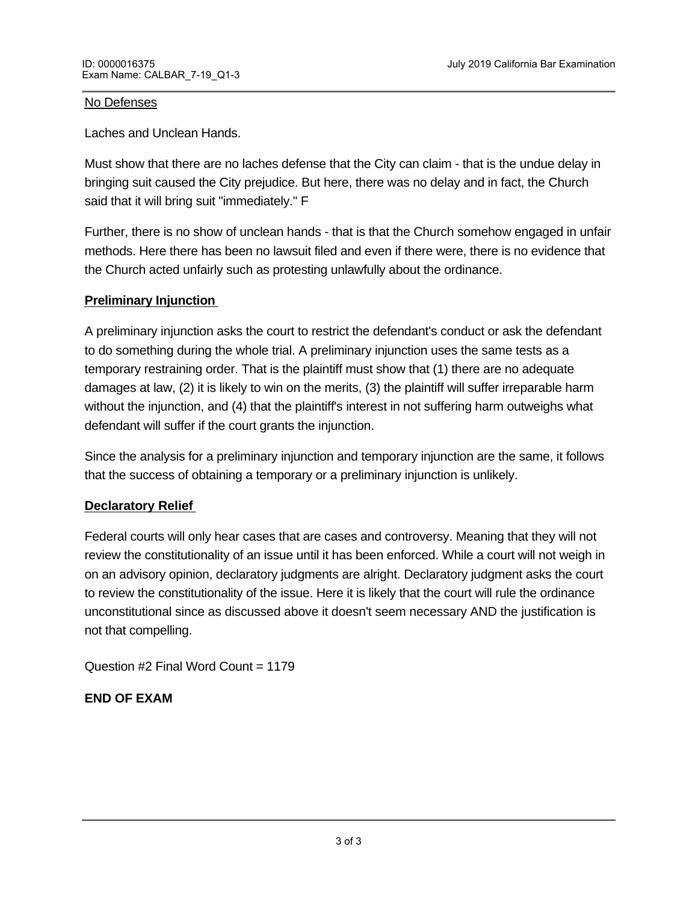<u>No Defenses</u>

Laches and Unclean Hands.

Must show that there are no laches defense that the City can claim - that is the undue delay in bringing suit caused the City prejudice. But here, there was no delay and in fact, the Church said that it will bring suit "immediately." F

Further, there is no show of unclean hands - that is that the Church somehow engaged in unfair methods. Here there has been no lawsuit filed and even if there were, there is no evidence that the Church acted unfairly such as protesting unlawfully about the ordinance.

**<u>Preliminary Injunction</u>**

A preliminary injunction asks the court to restrict the defendant's conduct or ask the defendant to do something during the whole trial. A preliminary injunction uses the same tests as a temporary restraining order. That is the plaintiff must show that (1) there are no adequate damages at law, (2) it is likely to win on the merits, (3) the plaintiff will suffer irreparable harm without the injunction, and (4) that the plaintiff's interest in not suffering harm outweighs what defendant will suffer if the court grants the injunction.

Since the analysis for a preliminary injunction and temporary injunction are the same, it follows that the success of obtaining a temporary or a preliminary injunction is unlikely.

**<u>Declaratory Relief</u>**

Federal courts will only hear cases that are cases and controversy. Meaning that they will not review the constitutionality of an issue until it has been enforced. While a court will not weigh in on an advisory opinion, declaratory judgments are alright. Declaratory judgment asks the court to review the constitutionality of the issue. Here it is likely that the court will rule the ordinance unconstitutional since as discussed above it doesn't seem necessary AND the justification is not that compelling.

Question #2 Final Word Count = 1179

**END OF EXAM**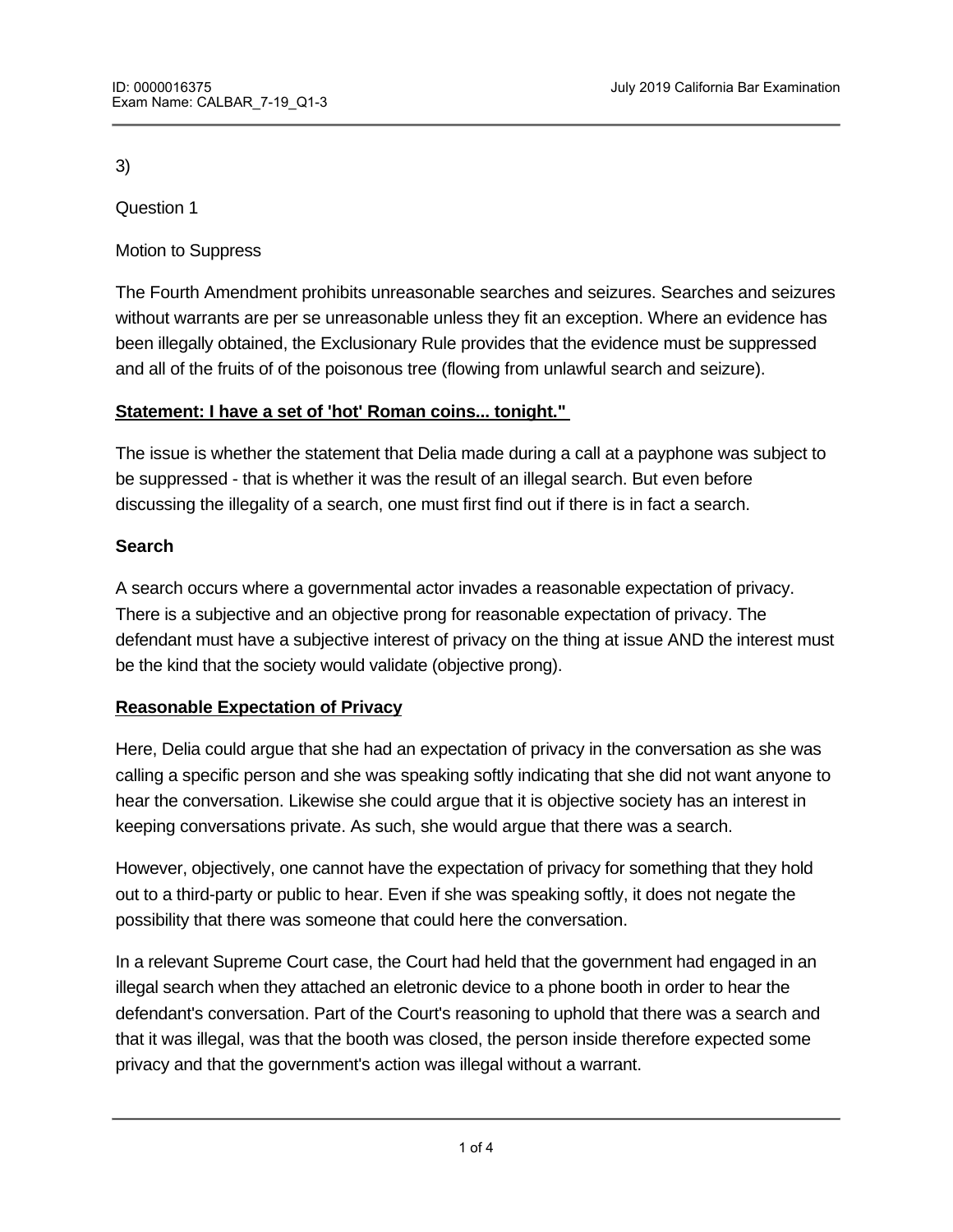3)

Question 1

Motion to Suppress

The Fourth Amendment prohibits unreasonable searches and seizures. Searches and seizures without warrants are per se unreasonable unless they fit an exception. Where an evidence has been illegally obtained, the Exclusionary Rule provides that the evidence must be suppressed and all of the fruits of of the poisonous tree (flowing from unlawful search and seizure).

**Statement: I have a set of 'hot' Roman coins... tonight."**

The issue is whether the statement that Delia made during a call at a payphone was subject to be suppressed - that is whether it was the result of an illegal search. But even before discussing the illegality of a search, one must first find out if there is in fact a search.

**Search**

A search occurs where a governmental actor invades a reasonable expectation of privacy. There is a subjective and an objective prong for reasonable expectation of privacy. The defendant must have a subjective interest of privacy on the thing at issue AND the interest must be the kind that the society would validate (objective prong).

**Reasonable Expectation of Privacy**

Here, Delia could argue that she had an expectation of privacy in the conversation as she was calling a specific person and she was speaking softly indicating that she did not want anyone to hear the conversation. Likewise she could argue that it is objective society has an interest in keeping conversations private. As such, she would argue that there was a search.

However, objectively, one cannot have the expectation of privacy for something that they hold out to a third-party or public to hear. Even if she was speaking softly, it does not negate the possibility that there was someone that could here the conversation.

In a relevant Supreme Court case, the Court had held that the government had engaged in an illegal search when they attached an eletronic device to a phone booth in order to hear the defendant's conversation. Part of the Court's reasoning to uphold that there was a search and that it was illegal, was that the booth was closed, the person inside therefore expected some privacy and that the government's action was illegal without a warrant.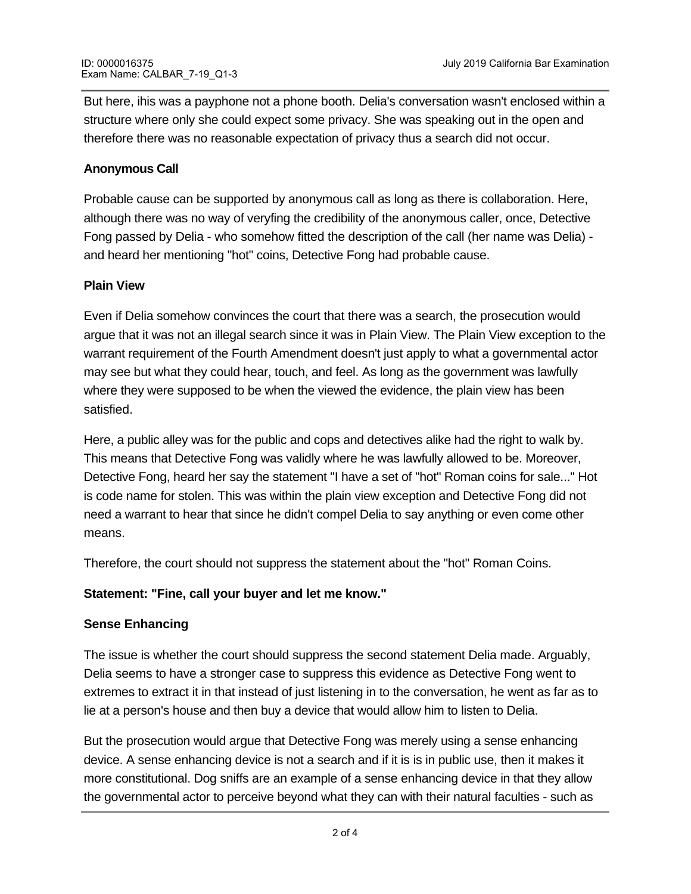But here, ihis was a payphone not a phone booth. Delia's conversation wasn't enclosed within a structure where only she could expect some privacy. She was speaking out in the open and therefore there was no reasonable expectation of privacy thus a search did not occur.

**Anonymous Call**

Probable cause can be supported by anonymous call as long as there is collaboration. Here, although there was no way of veryfing the credibility of the anonymous caller, once, Detective Fong passed by Delia - who somehow fitted the description of the call (her name was Delia) - and heard her mentioning "hot" coins, Detective Fong had probable cause.

**Plain View**

Even if Delia somehow convinces the court that there was a search, the prosecution would argue that it was not an illegal search since it was in Plain View. The Plain View exception to the warrant requirement of the Fourth Amendment doesn't just apply to what a governmental actor may see but what they could hear, touch, and feel. As long as the government was lawfully where they were supposed to be when the viewed the evidence, the plain view has been satisfied.

Here, a public alley was for the public and cops and detectives alike had the right to walk by. This means that Detective Fong was validly where he was lawfully allowed to be. Moreover, Detective Fong, heard her say the statement "I have a set of "hot" Roman coins for sale..." Hot is code name for stolen. This was within the plain view exception and Detective Fong did not need a warrant to hear that since he didn't compel Delia to say anything or even come other means.

Therefore, the court should not suppress the statement about the "hot" Roman Coins.

**Statement: "Fine, call your buyer and let me know."**

**Sense Enhancing**

The issue is whether the court should suppress the second statement Delia made. Arguably, Delia seems to have a stronger case to suppress this evidence as Detective Fong went to extremes to extract it in that instead of just listening in to the conversation, he went as far as to lie at a person's house and then buy a device that would allow him to listen to Delia.

But the prosecution would argue that Detective Fong was merely using a sense enhancing device. A sense enhancing device is not a search and if it is is in public use, then it makes it more constitutional. Dog sniffs are an example of a sense enhancing device in that they allow the governmental actor to perceive beyond what they can with their natural faculties - such as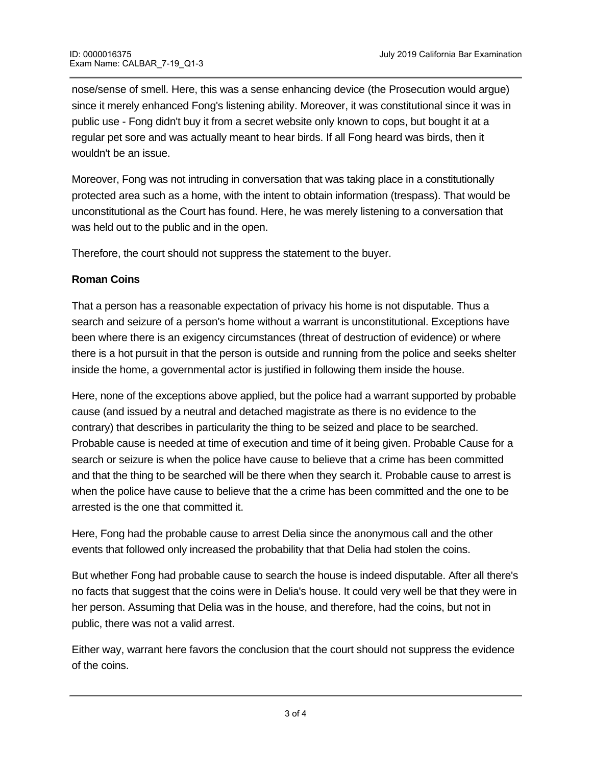nose/sense of smell. Here, this was a sense enhancing device (the Prosecution would argue) since it merely enhanced Fong's listening ability. Moreover, it was constitutional since it was in public use - Fong didn't buy it from a secret website only known to cops, but bought it at a regular pet sore and was actually meant to hear birds. If all Fong heard was birds, then it wouldn't be an issue.

Moreover, Fong was not intruding in conversation that was taking place in a constitutionally protected area such as a home, with the intent to obtain information (trespass). That would be unconstitutional as the Court has found. Here, he was merely listening to a conversation that was held out to the public and in the open.

Therefore, the court should not suppress the statement to the buyer.

**Roman Coins**

That a person has a reasonable expectation of privacy his home is not disputable. Thus a search and seizure of a person's home without a warrant is unconstitutional. Exceptions have been where there is an exigency circumstances (threat of destruction of evidence) or where there is a hot pursuit in that the person is outside and running from the police and seeks shelter inside the home, a governmental actor is justified in following them inside the house.

Here, none of the exceptions above applied, but the police had a warrant supported by probable cause (and issued by a neutral and detached magistrate as there is no evidence to the contrary) that describes in particularity the thing to be seized and place to be searched. Probable cause is needed at time of execution and time of it being given. Probable Cause for a search or seizure is when the police have cause to believe that a crime has been committed and that the thing to be searched will be there when they search it. Probable cause to arrest is when the police have cause to believe that the a crime has been committed and the one to be arrested is the one that committed it.

Here, Fong had the probable cause to arrest Delia since the anonymous call and the other events that followed only increased the probability that that Delia had stolen the coins.

But whether Fong had probable cause to search the house is indeed disputable. After all there's no facts that suggest that the coins were in Delia's house. It could very well be that they were in her person. Assuming that Delia was in the house, and therefore, had the coins, but not in public, there was not a valid arrest.

Either way, warrant here favors the conclusion that the court should not suppress the evidence of the coins.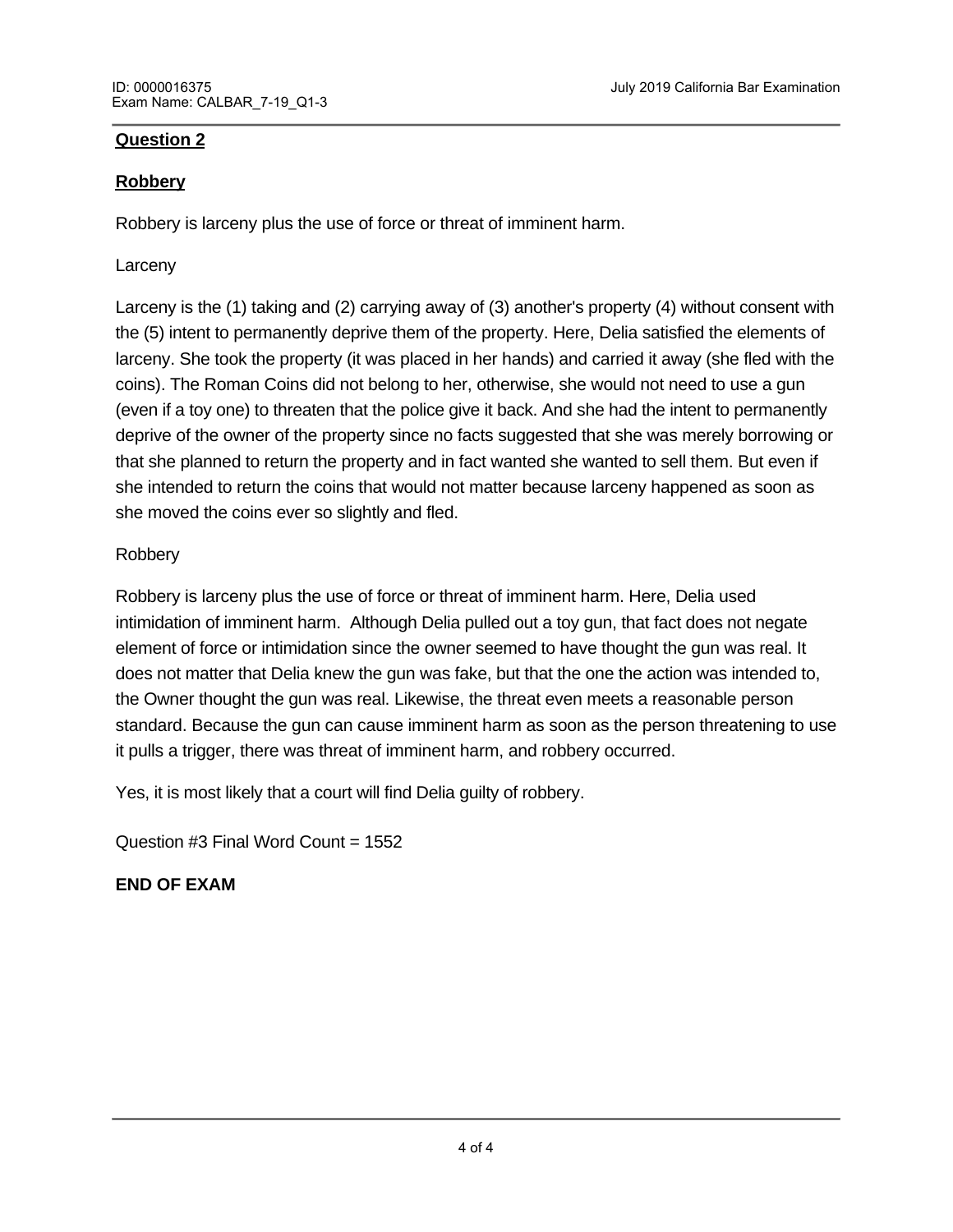**Question 2**

**Robbery**

Robbery is larceny plus the use of force or threat of imminent harm.

Larceny

Larceny is the (1) taking and (2) carrying away of (3) another's property (4) without consent with the (5) intent to permanently deprive them of the property. Here, Delia satisfied the elements of larceny. She took the property (it was placed in her hands) and carried it away (she fled with the coins). The Roman Coins did not belong to her, otherwise, she would not need to use a gun (even if a toy one) to threaten that the police give it back. And she had the intent to permanently deprive of the owner of the property since no facts suggested that she was merely borrowing or that she planned to return the property and in fact wanted she wanted to sell them. But even if she intended to return the coins that would not matter because larceny happened as soon as she moved the coins ever so slightly and fled.

Robbery

Robbery is larceny plus the use of force or threat of imminent harm. Here, Delia used intimidation of imminent harm. Although Delia pulled out a toy gun, that fact does not negate element of force or intimidation since the owner seemed to have thought the gun was real. It does not matter that Delia knew the gun was fake, but that the one the action was intended to, the Owner thought the gun was real. Likewise, the threat even meets a reasonable person standard. Because the gun can cause imminent harm as soon as the person threatening to use it pulls a trigger, there was threat of imminent harm, and robbery occurred.

Yes, it is most likely that a court will find Delia guilty of robbery.

Question #3 Final Word Count = 1552

**END OF EXAM**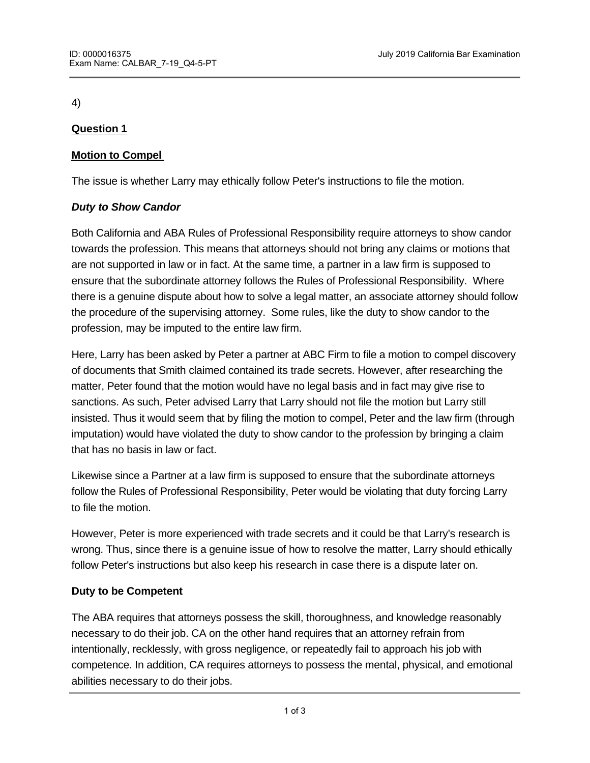4)

**Question 1**

**Motion to Compel**

The issue is whether Larry may ethically follow Peter's instructions to file the motion.

***Duty to Show Candor***

Both California and ABA Rules of Professional Responsibility require attorneys to show candor towards the profession. This means that attorneys should not bring any claims or motions that are not supported in law or in fact. At the same time, a partner in a law firm is supposed to ensure that the subordinate attorney follows the Rules of Professional Responsibility. Where there is a genuine dispute about how to solve a legal matter, an associate attorney should follow the procedure of the supervising attorney. Some rules, like the duty to show candor to the profession, may be imputed to the entire law firm.

Here, Larry has been asked by Peter a partner at ABC Firm to file a motion to compel discovery of documents that Smith claimed contained its trade secrets. However, after researching the matter, Peter found that the motion would have no legal basis and in fact may give rise to sanctions. As such, Peter advised Larry that Larry should not file the motion but Larry still insisted. Thus it would seem that by filing the motion to compel, Peter and the law firm (through imputation) would have violated the duty to show candor to the profession by bringing a claim that has no basis in law or fact.

Likewise since a Partner at a law firm is supposed to ensure that the subordinate attorneys follow the Rules of Professional Responsibility, Peter would be violating that duty forcing Larry to file the motion.

However, Peter is more experienced with trade secrets and it could be that Larry's research is wrong. Thus, since there is a genuine issue of how to resolve the matter, Larry should ethically follow Peter's instructions but also keep his research in case there is a dispute later on.

**Duty to be Competent**

The ABA requires that attorneys possess the skill, thoroughness, and knowledge reasonably necessary to do their job. CA on the other hand requires that an attorney refrain from intentionally, recklessly, with gross negligence, or repeatedly fail to approach his job with competence. In addition, CA requires attorneys to possess the mental, physical, and emotional abilities necessary to do their jobs.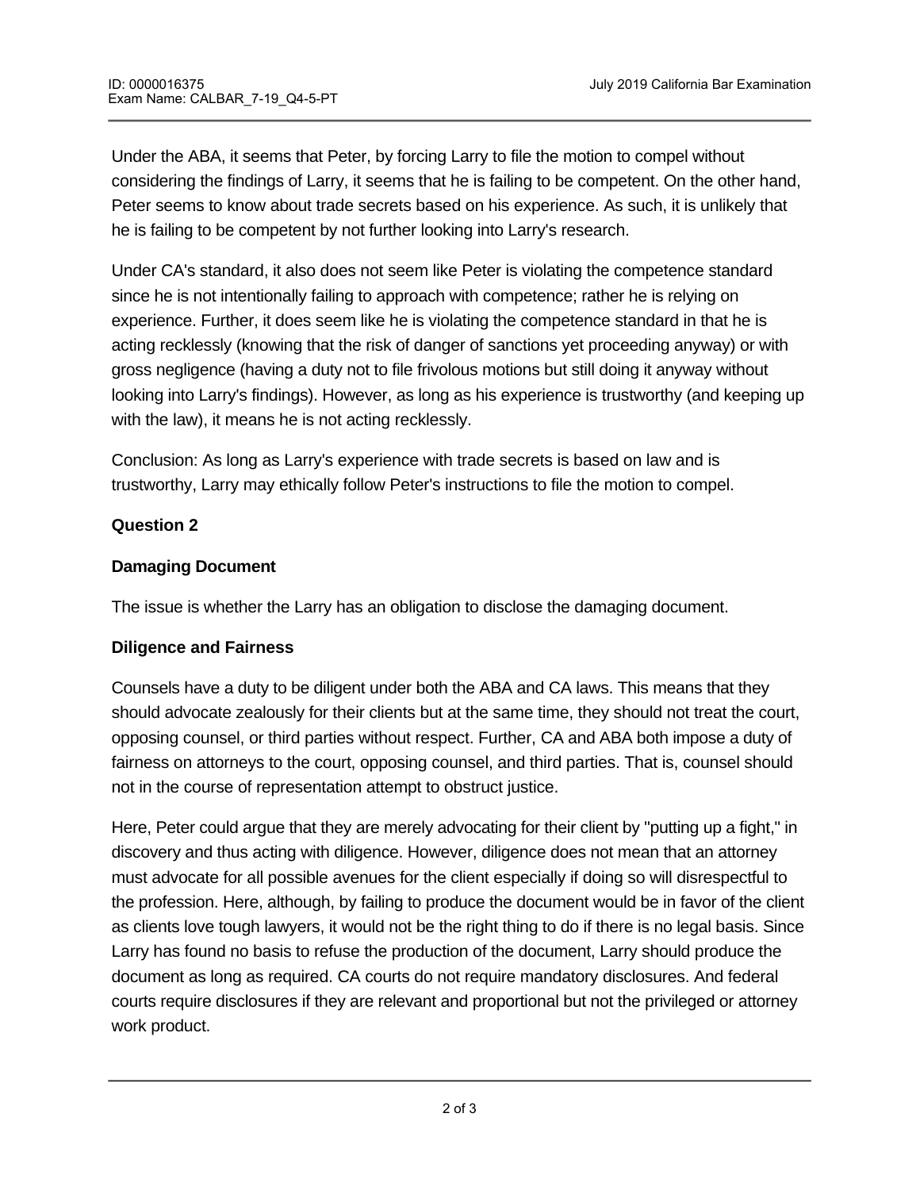Under the ABA, it seems that Peter, by forcing Larry to file the motion to compel without considering the findings of Larry, it seems that he is failing to be competent. On the other hand, Peter seems to know about trade secrets based on his experience. As such, it is unlikely that he is failing to be competent by not further looking into Larry's research.

Under CA's standard, it also does not seem like Peter is violating the competence standard since he is not intentionally failing to approach with competence; rather he is relying on experience. Further, it does seem like he is violating the competence standard in that he is acting recklessly (knowing that the risk of danger of sanctions yet proceeding anyway) or with gross negligence (having a duty not to file frivolous motions but still doing it anyway without looking into Larry's findings). However, as long as his experience is trustworthy (and keeping up with the law), it means he is not acting recklessly.

Conclusion: As long as Larry's experience with trade secrets is based on law and is trustworthy, Larry may ethically follow Peter's instructions to file the motion to compel.

**Question 2**

**Damaging Document**

The issue is whether the Larry has an obligation to disclose the damaging document.

**Diligence and Fairness**

Counsels have a duty to be diligent under both the ABA and CA laws. This means that they should advocate zealously for their clients but at the same time, they should not treat the court, opposing counsel, or third parties without respect. Further, CA and ABA both impose a duty of fairness on attorneys to the court, opposing counsel, and third parties. That is, counsel should not in the course of representation attempt to obstruct justice.

Here, Peter could argue that they are merely advocating for their client by "putting up a fight," in discovery and thus acting with diligence. However, diligence does not mean that an attorney must advocate for all possible avenues for the client especially if doing so will disrespectful to the profession. Here, although, by failing to produce the document would be in favor of the client as clients love tough lawyers, it would not be the right thing to do if there is no legal basis. Since Larry has found no basis to refuse the production of the document, Larry should produce the document as long as required. CA courts do not require mandatory disclosures. And federal courts require disclosures if they are relevant and proportional but not the privileged or attorney work product.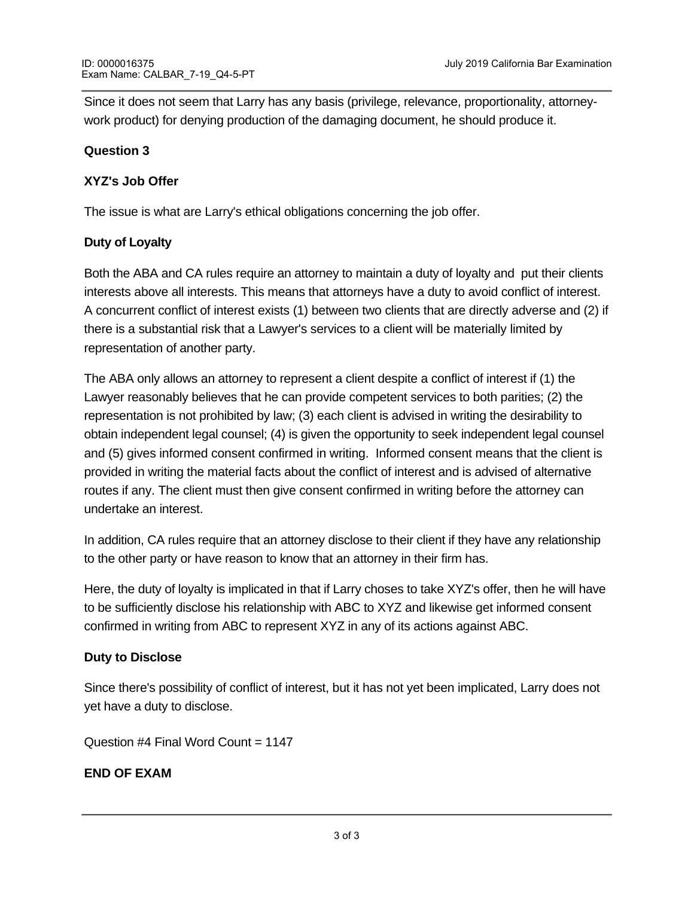Since it does not seem that Larry has any basis (privilege, relevance, proportionality, attorney-work product) for denying production of the damaging document, he should produce it.

**Question 3**

**XYZ's Job Offer**

The issue is what are Larry's ethical obligations concerning the job offer.

**Duty of Loyalty**

Both the ABA and CA rules require an attorney to maintain a duty of loyalty and put their clients interests above all interests. This means that attorneys have a duty to avoid conflict of interest. A concurrent conflict of interest exists (1) between two clients that are directly adverse and (2) if there is a substantial risk that a Lawyer's services to a client will be materially limited by representation of another party.

The ABA only allows an attorney to represent a client despite a conflict of interest if (1) the Lawyer reasonably believes that he can provide competent services to both parities; (2) the representation is not prohibited by law; (3) each client is advised in writing the desirability to obtain independent legal counsel; (4) is given the opportunity to seek independent legal counsel and (5) gives informed consent confirmed in writing. Informed consent means that the client is provided in writing the material facts about the conflict of interest and is advised of alternative routes if any. The client must then give consent confirmed in writing before the attorney can undertake an interest.

In addition, CA rules require that an attorney disclose to their client if they have any relationship to the other party or have reason to know that an attorney in their firm has.

Here, the duty of loyalty is implicated in that if Larry choses to take XYZ's offer, then he will have to be sufficiently disclose his relationship with ABC to XYZ and likewise get informed consent confirmed in writing from ABC to represent XYZ in any of its actions against ABC.

**Duty to Disclose**

Since there's possibility of conflict of interest, but it has not yet been implicated, Larry does not yet have a duty to disclose.

Question #4 Final Word Count = 1147

**END OF EXAM**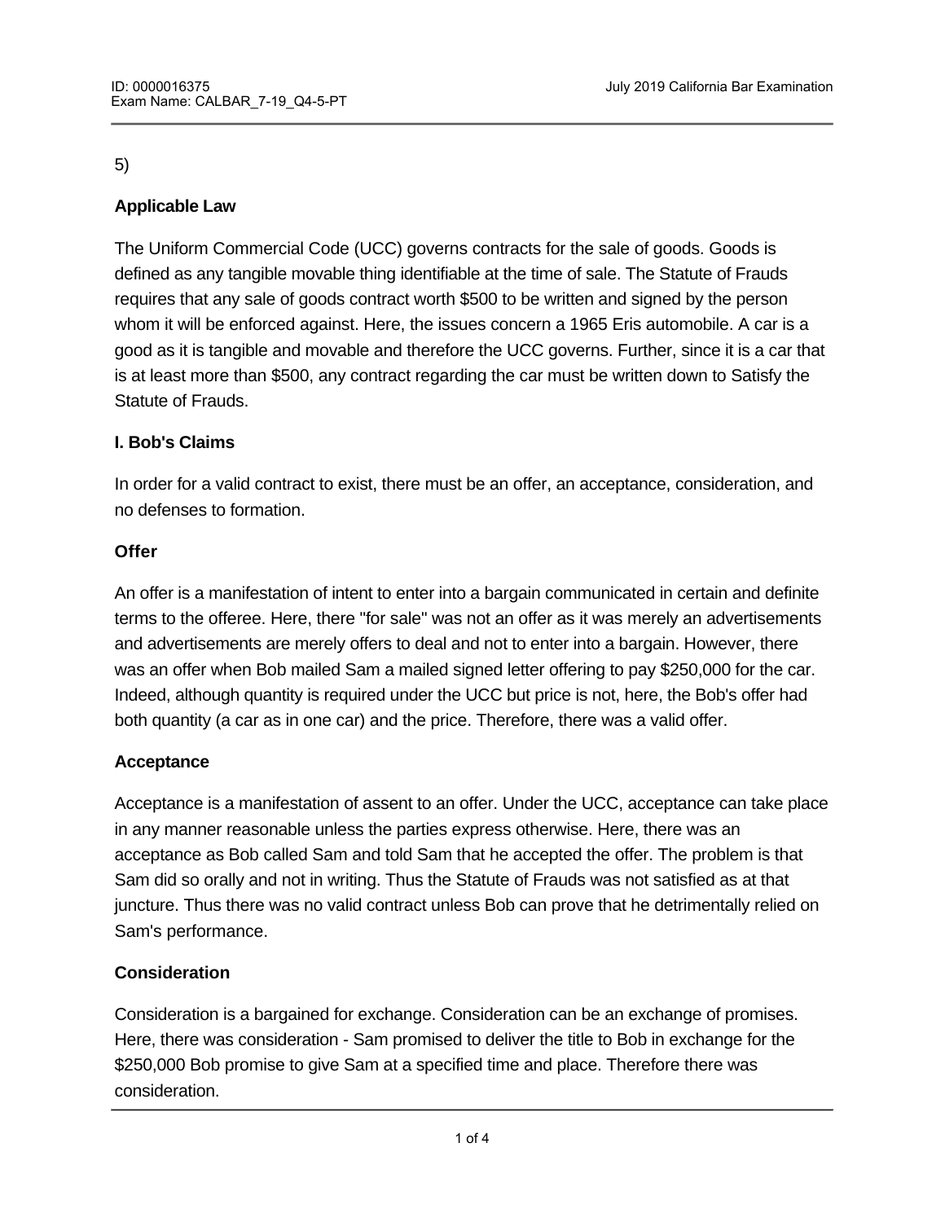5)

**Applicable Law**

The Uniform Commercial Code (UCC) governs contracts for the sale of goods. Goods is defined as any tangible movable thing identifiable at the time of sale. The Statute of Frauds requires that any sale of goods contract worth $500 to be written and signed by the person whom it will be enforced against. Here, the issues concern a 1965 Eris automobile. A car is a good as it is tangible and movable and therefore the UCC governs. Further, since it is a car that is at least more than $500, any contract regarding the car must be written down to Satisfy the Statute of Frauds.

**I. Bob's Claims**

In order for a valid contract to exist, there must be an offer, an acceptance, consideration, and no defenses to formation.

**Offer**

An offer is a manifestation of intent to enter into a bargain communicated in certain and definite terms to the offeree. Here, there "for sale" was not an offer as it was merely an advertisements and advertisements are merely offers to deal and not to enter into a bargain. However, there was an offer when Bob mailed Sam a mailed signed letter offering to pay $250,000 for the car. Indeed, although quantity is required under the UCC but price is not, here, the Bob's offer had both quantity (a car as in one car) and the price. Therefore, there was a valid offer.

**Acceptance**

Acceptance is a manifestation of assent to an offer. Under the UCC, acceptance can take place in any manner reasonable unless the parties express otherwise. Here, there was an acceptance as Bob called Sam and told Sam that he accepted the offer. The problem is that Sam did so orally and not in writing. Thus the Statute of Frauds was not satisfied as at that juncture. Thus there was no valid contract unless Bob can prove that he detrimentally relied on Sam's performance.

**Consideration**

Consideration is a bargained for exchange. Consideration can be an exchange of promises. Here, there was consideration - Sam promised to deliver the title to Bob in exchange for the $250,000 Bob promise to give Sam at a specified time and place. Therefore there was consideration.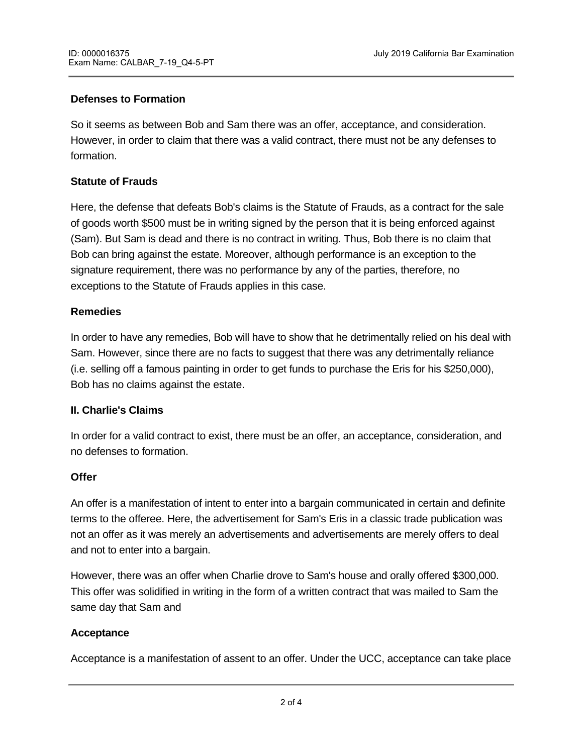**Defenses to Formation**

So it seems as between Bob and Sam there was an offer, acceptance, and consideration. However, in order to claim that there was a valid contract, there must not be any defenses to formation.

**Statute of Frauds**

Here, the defense that defeats Bob's claims is the Statute of Frauds, as a contract for the sale of goods worth $500 must be in writing signed by the person that it is being enforced against (Sam). But Sam is dead and there is no contract in writing. Thus, Bob there is no claim that Bob can bring against the estate. Moreover, although performance is an exception to the signature requirement, there was no performance by any of the parties, therefore, no exceptions to the Statute of Frauds applies in this case.

**Remedies**

In order to have any remedies, Bob will have to show that he detrimentally relied on his deal with Sam. However, since there are no facts to suggest that there was any detrimentally reliance (i.e. selling off a famous painting in order to get funds to purchase the Eris for his $250,000), Bob has no claims against the estate.

**II. Charlie's Claims**

In order for a valid contract to exist, there must be an offer, an acceptance, consideration, and no defenses to formation.

**Offer**

An offer is a manifestation of intent to enter into a bargain communicated in certain and definite terms to the offeree. Here, the advertisement for Sam's Eris in a classic trade publication was not an offer as it was merely an advertisements and advertisements are merely offers to deal and not to enter into a bargain.

However, there was an offer when Charlie drove to Sam's house and orally offered $300,000. This offer was solidified in writing in the form of a written contract that was mailed to Sam the same day that Sam and

**Acceptance**

Acceptance is a manifestation of assent to an offer. Under the UCC, acceptance can take place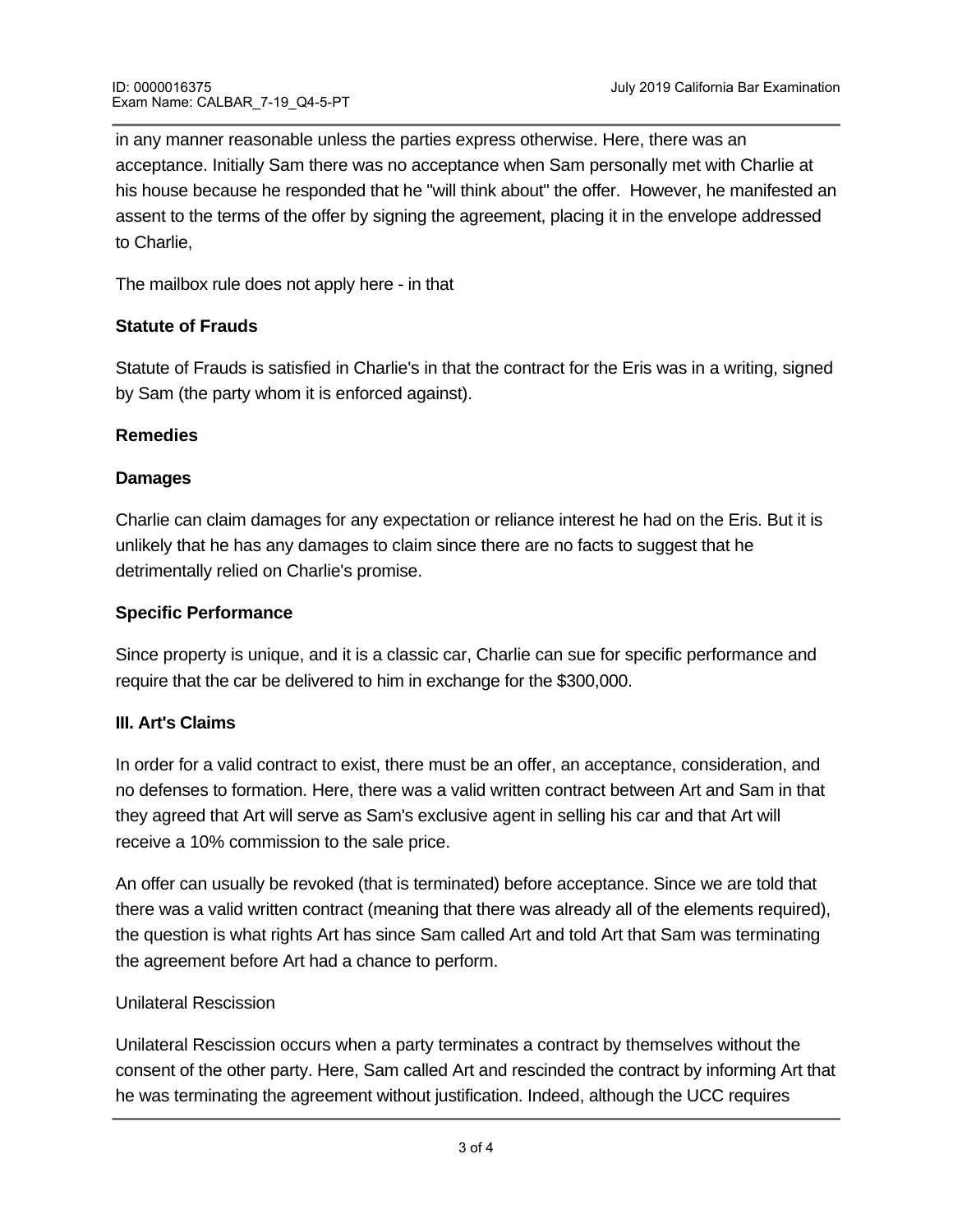in any manner reasonable unless the parties express otherwise. Here, there was an acceptance. Initially Sam there was no acceptance when Sam personally met with Charlie at his house because he responded that he "will think about" the offer. However, he manifested an assent to the terms of the offer by signing the agreement, placing it in the envelope addressed to Charlie,

The mailbox rule does not apply here - in that

**Statute of Frauds**

Statute of Frauds is satisfied in Charlie's in that the contract for the Eris was in a writing, signed by Sam (the party whom it is enforced against).

**Remedies**

**Damages**

Charlie can claim damages for any expectation or reliance interest he had on the Eris. But it is unlikely that he has any damages to claim since there are no facts to suggest that he detrimentally relied on Charlie's promise.

**Specific Performance**

Since property is unique, and it is a classic car, Charlie can sue for specific performance and require that the car be delivered to him in exchange for the $300,000.

**III. Art's Claims**

In order for a valid contract to exist, there must be an offer, an acceptance, consideration, and no defenses to formation. Here, there was a valid written contract between Art and Sam in that they agreed that Art will serve as Sam's exclusive agent in selling his car and that Art will receive a 10% commission to the sale price.

An offer can usually be revoked (that is terminated) before acceptance. Since we are told that there was a valid written contract (meaning that there was already all of the elements required), the question is what rights Art has since Sam called Art and told Art that Sam was terminating the agreement before Art had a chance to perform.

Unilateral Rescission

Unilateral Rescission occurs when a party terminates a contract by themselves without the consent of the other party. Here, Sam called Art and rescinded the contract by informing Art that he was terminating the agreement without justification. Indeed, although the UCC requires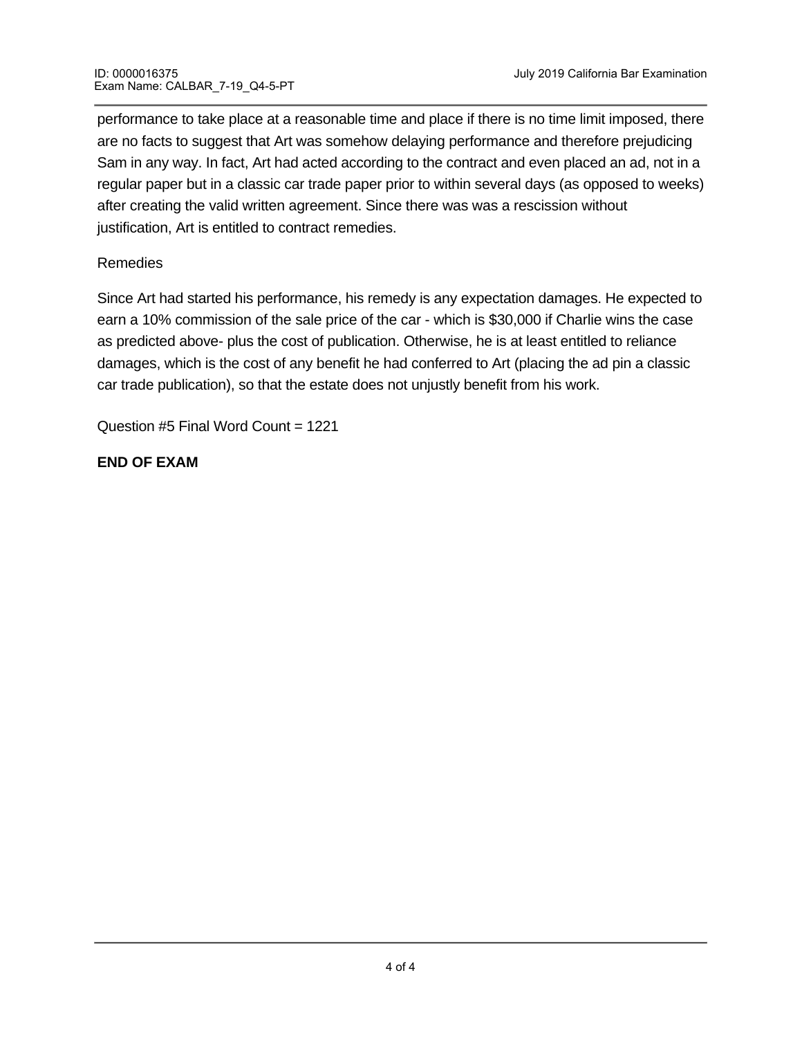performance to take place at a reasonable time and place if there is no time limit imposed, there are no facts to suggest that Art was somehow delaying performance and therefore prejudicing Sam in any way. In fact, Art had acted according to the contract and even placed an ad, not in a regular paper but in a classic car trade paper prior to within several days (as opposed to weeks) after creating the valid written agreement. Since there was was a rescission without justification, Art is entitled to contract remedies.

Remedies

Since Art had started his performance, his remedy is any expectation damages. He expected to earn a 10% commission of the sale price of the car - which is $30,000 if Charlie wins the case as predicted above- plus the cost of publication. Otherwise, he is at least entitled to reliance damages, which is the cost of any benefit he had conferred to Art (placing the ad pin a classic car trade publication), so that the estate does not unjustly benefit from his work.

Question #5 Final Word Count = 1221

**END OF EXAM**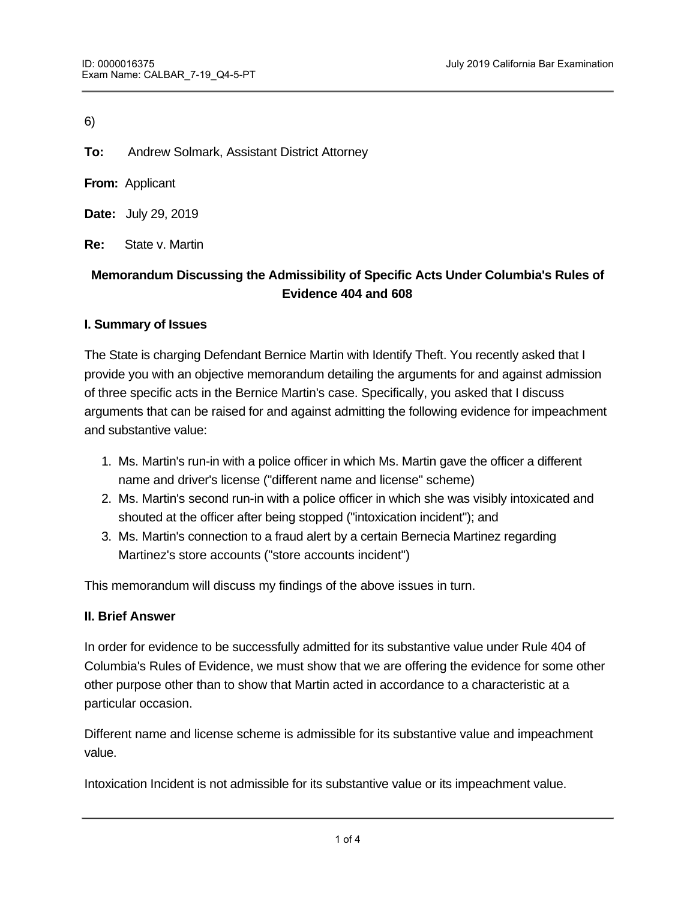6)

**To:** Andrew Solmark, Assistant District Attorney

**From:** Applicant

**Date:** July 29, 2019

**Re:** State v. Martin

### Memorandum Discussing the Admissibility of Specific Acts Under Columbia's Rules of Evidence 404 and 608

#### I. Summary of Issues

The State is charging Defendant Bernice Martin with Identify Theft. You recently asked that I provide you with an objective memorandum detailing the arguments for and against admission of three specific acts in the Bernice Martin's case. Specifically, you asked that I discuss arguments that can be raised for and against admitting the following evidence for impeachment and substantive value:

1. Ms. Martin's run-in with a police officer in which Ms. Martin gave the officer a different name and driver's license ("different name and license" scheme)
2. Ms. Martin's second run-in with a police officer in which she was visibly intoxicated and shouted at the officer after being stopped ("intoxication incident"); and
3. Ms. Martin's connection to a fraud alert by a certain Bernecia Martinez regarding Martinez's store accounts ("store accounts incident")

This memorandum will discuss my findings of the above issues in turn.

#### II. Brief Answer

In order for evidence to be successfully admitted for its substantive value under Rule 404 of Columbia's Rules of Evidence, we must show that we are offering the evidence for some other other purpose other than to show that Martin acted in accordance to a characteristic at a particular occasion.

Different name and license scheme is admissible for its substantive value and impeachment value.

Intoxication Incident is not admissible for its substantive value or its impeachment value.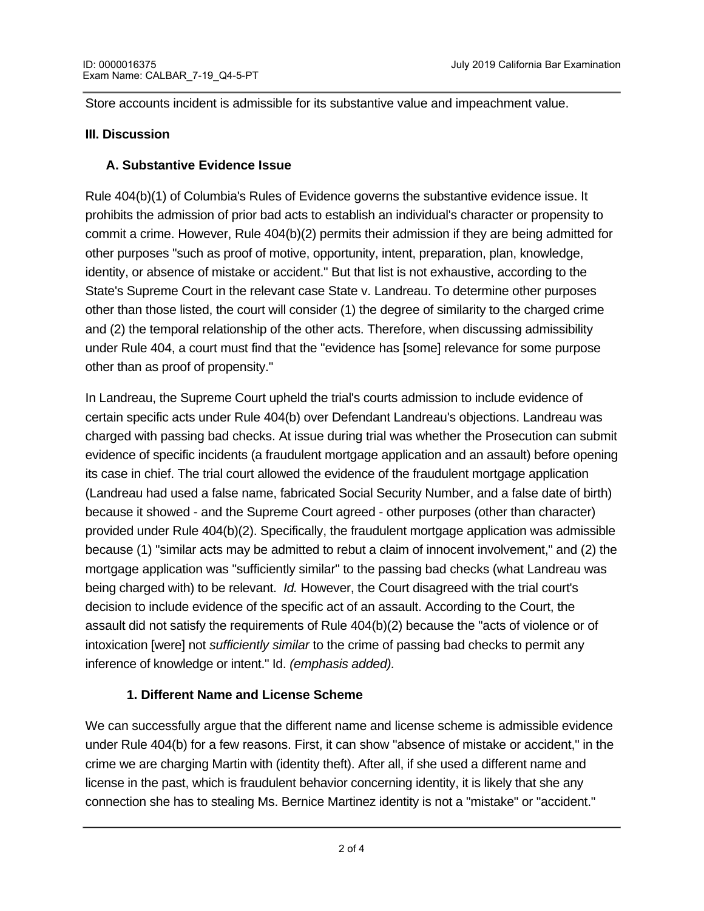Store accounts incident is admissible for its substantive value and impeachment value.

**III. Discussion**

**A. Substantive Evidence Issue**

Rule 404(b)(1) of Columbia's Rules of Evidence governs the substantive evidence issue. It prohibits the admission of prior bad acts to establish an individual's character or propensity to commit a crime. However, Rule 404(b)(2) permits their admission if they are being admitted for other purposes "such as proof of motive, opportunity, intent, preparation, plan, knowledge, identity, or absence of mistake or accident." But that list is not exhaustive, according to the State's Supreme Court in the relevant case State v. Landreau. To determine other purposes other than those listed, the court will consider (1) the degree of similarity to the charged crime and (2) the temporal relationship of the other acts. Therefore, when discussing admissibility under Rule 404, a court must find that the "evidence has [some] relevance for some purpose other than as proof of propensity."

In Landreau, the Supreme Court upheld the trial's courts admission to include evidence of certain specific acts under Rule 404(b) over Defendant Landreau's objections. Landreau was charged with passing bad checks. At issue during trial was whether the Prosecution can submit evidence of specific incidents (a fraudulent mortgage application and an assault) before opening its case in chief. The trial court allowed the evidence of the fraudulent mortgage application (Landreau had used a false name, fabricated Social Security Number, and a false date of birth) because it showed - and the Supreme Court agreed - other purposes (other than character) provided under Rule 404(b)(2). Specifically, the fraudulent mortgage application was admissible because (1) "similar acts may be admitted to rebut a claim of innocent involvement," and (2) the mortgage application was "sufficiently similar" to the passing bad checks (what Landreau was being charged with) to be relevant. *Id.* However, the Court disagreed with the trial court's decision to include evidence of the specific act of an assault. According to the Court, the assault did not satisfy the requirements of Rule 404(b)(2) because the "acts of violence or of intoxication [were] not *sufficiently similar* to the crime of passing bad checks to permit any inference of knowledge or intent." Id. *(emphasis added).*

**1. Different Name and License Scheme**

We can successfully argue that the different name and license scheme is admissible evidence under Rule 404(b) for a few reasons. First, it can show "absence of mistake or accident," in the crime we are charging Martin with (identity theft). After all, if she used a different name and license in the past, which is fraudulent behavior concerning identity, it is likely that she any connection she has to stealing Ms. Bernice Martinez identity is not a "mistake" or "accident."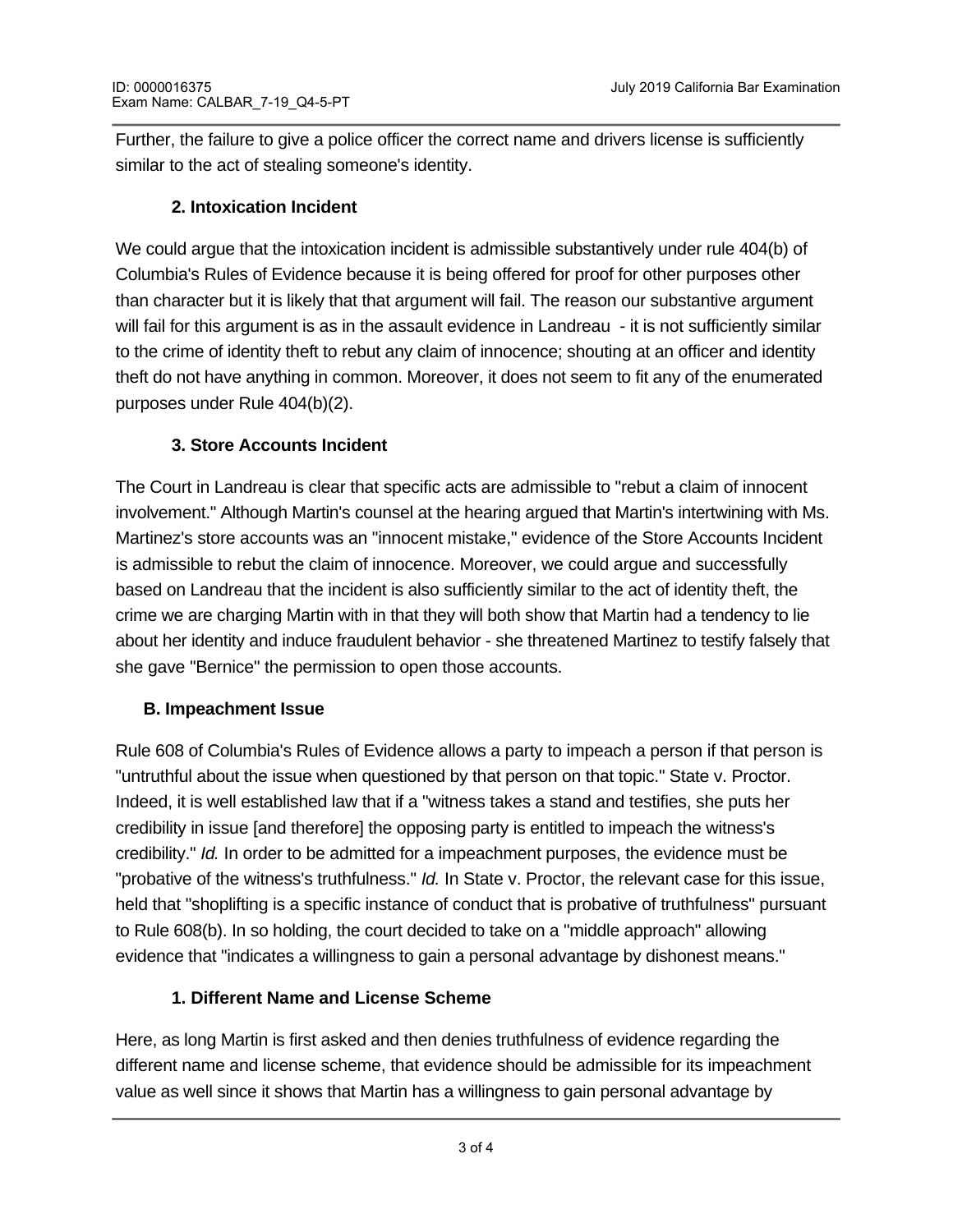Further, the failure to give a police officer the correct name and drivers license is sufficiently similar to the act of stealing someone's identity.

#### 2. Intoxication Incident

We could argue that the intoxication incident is admissible substantively under rule 404(b) of Columbia's Rules of Evidence because it is being offered for proof for other purposes other than character but it is likely that that argument will fail. The reason our substantive argument will fail for this argument is as in the assault evidence in Landreau - it is not sufficiently similar to the crime of identity theft to rebut any claim of innocence; shouting at an officer and identity theft do not have anything in common. Moreover, it does not seem to fit any of the enumerated purposes under Rule 404(b)(2).

#### 3. Store Accounts Incident

The Court in Landreau is clear that specific acts are admissible to "rebut a claim of innocent involvement." Although Martin's counsel at the hearing argued that Martin's intertwining with Ms. Martinez's store accounts was an "innocent mistake," evidence of the Store Accounts Incident is admissible to rebut the claim of innocence. Moreover, we could argue and successfully based on Landreau that the incident is also sufficiently similar to the act of identity theft, the crime we are charging Martin with in that they will both show that Martin had a tendency to lie about her identity and induce fraudulent behavior - she threatened Martinez to testify falsely that she gave "Bernice" the permission to open those accounts.

### B. Impeachment Issue

Rule 608 of Columbia's Rules of Evidence allows a party to impeach a person if that person is "untruthful about the issue when questioned by that person on that topic." State v. Proctor. Indeed, it is well established law that if a "witness takes a stand and testifies, she puts her credibility in issue [and therefore] the opposing party is entitled to impeach the witness's credibility." *Id.* In order to be admitted for a impeachment purposes, the evidence must be "probative of the witness's truthfulness." *Id.* In State v. Proctor, the relevant case for this issue, held that "shoplifting is a specific instance of conduct that is probative of truthfulness" pursuant to Rule 608(b). In so holding, the court decided to take on a "middle approach" allowing evidence that "indicates a willingness to gain a personal advantage by dishonest means."

#### 1. Different Name and License Scheme

Here, as long Martin is first asked and then denies truthfulness of evidence regarding the different name and license scheme, that evidence should be admissible for its impeachment value as well since it shows that Martin has a willingness to gain personal advantage by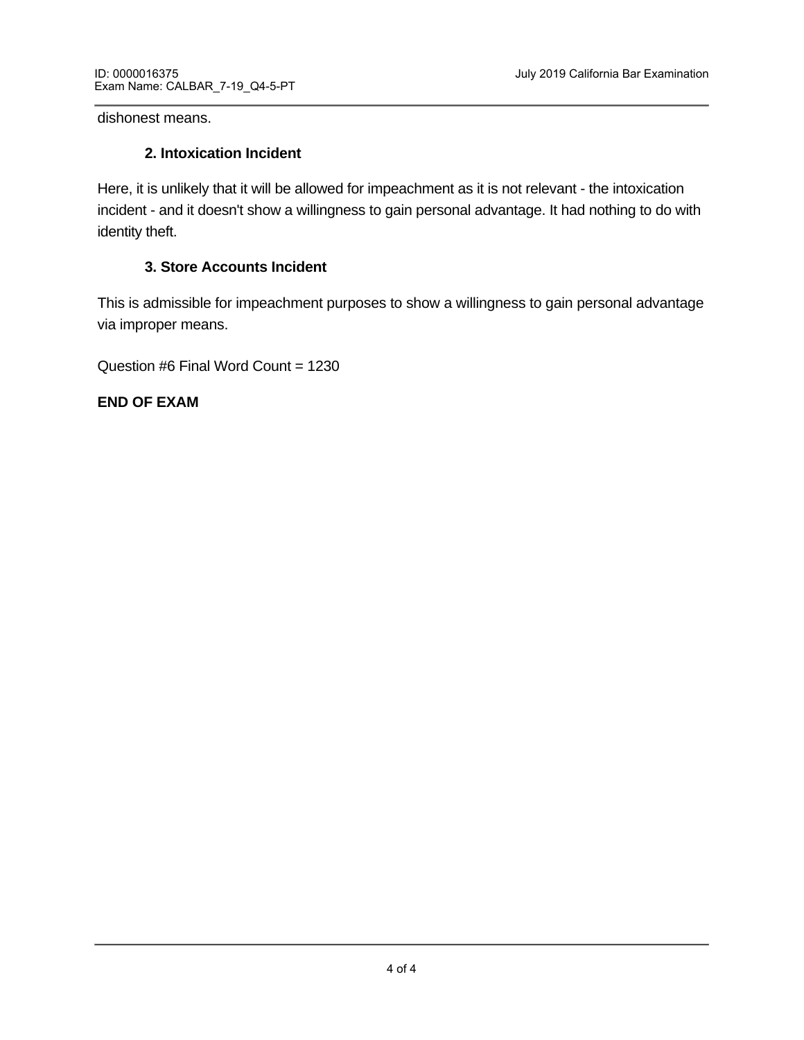dishonest means.

### 2. Intoxication Incident

Here, it is unlikely that it will be allowed for impeachment as it is not relevant - the intoxication incident - and it doesn't show a willingness to gain personal advantage. It had nothing to do with identity theft.

### 3. Store Accounts Incident

This is admissible for impeachment purposes to show a willingness to gain personal advantage via improper means.

Question #6 Final Word Count = 1230

**END OF EXAM**